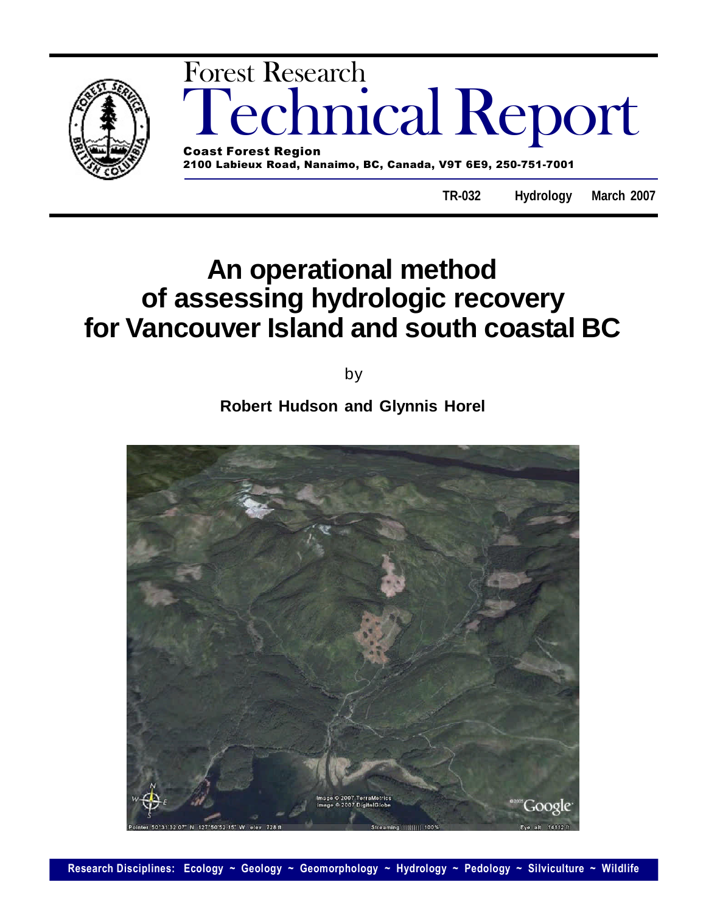Forest Research

# Technical Report

**Coast Forest Region**
**2100 Labieux Road, Nanaimo, BC, Canada, V9T 6E9, 250-751-7001**

**TR-032** **Hydrology** **March 2007**

# An operational method of assessing hydrologic recovery for Vancouver Island and south coastal BC

by

**Robert Hudson and Glynnis Horel**

**Research Disciplines: Ecology ~ Geology ~ Geomorphology ~ Hydrology ~ Pedology ~ Silviculture ~ Wildlife**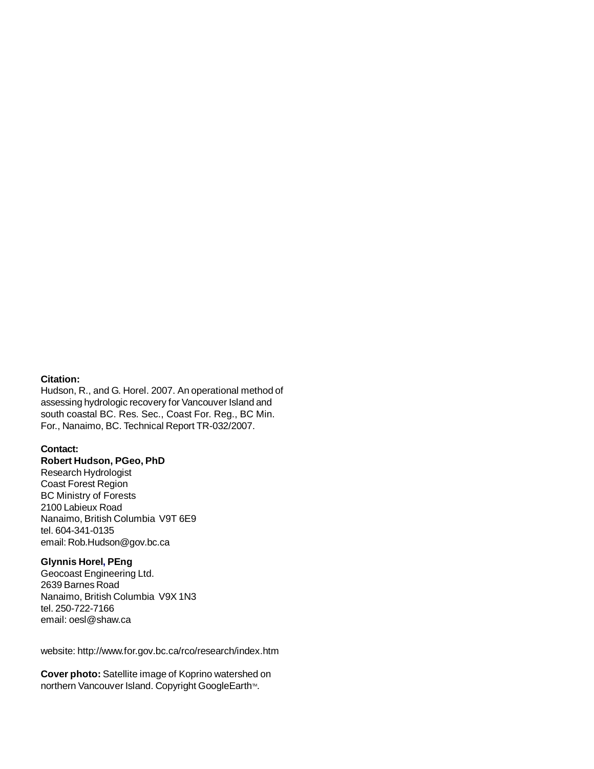**Citation:**
Hudson, R., and G. Horel. 2007. An operational method of assessing hydrologic recovery for Vancouver Island and south coastal BC. Res. Sec., Coast For. Reg., BC Min. For., Nanaimo, BC. Technical Report TR-032/2007.

**Contact:**
**Robert Hudson, PGeo, PhD**
Research Hydrologist
Coast Forest Region
BC Ministry of Forests
2100 Labieux Road
Nanaimo, British Columbia V9T 6E9
tel. 604-341-0135
email: Rob.Hudson@gov.bc.ca

**Glynnis Horel, PEng**
Geocoast Engineering Ltd.
2639 Barnes Road
Nanaimo, British Columbia V9X 1N3
tel. 250-722-7166
email: oesl@shaw.ca

website: http://www.for.gov.bc.ca/rco/research/index.htm

**Cover photo:** Satellite image of Koprino watershed on northern Vancouver Island. Copyright GoogleEarth™.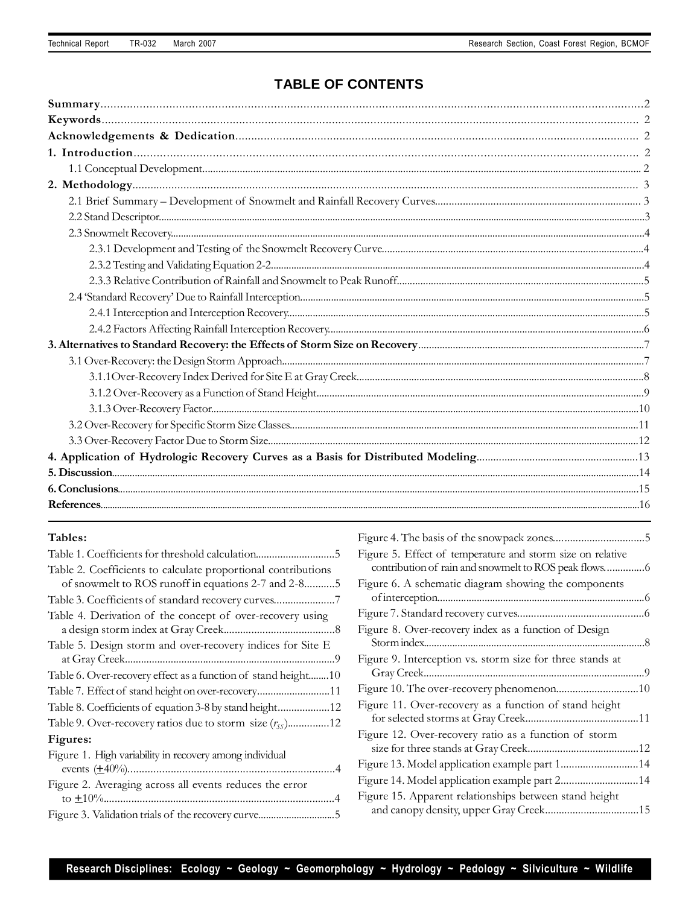# TABLE OF CONTENTS

**Summary** ..... 2
**Keywords** ..... 2
**Acknowledgements & Dedication** ..... 2
**1. Introduction** ..... 2
- 1.1 Conceptual Development ..... 2

**2. Methodology** ..... 3
- 2.1 Brief Summary – Development of Snowmelt and Rainfall Recovery Curves ..... 3
- 2.2 Stand Descriptor ..... 3
- 2.3 Snowmelt Recovery ..... 4
  - 2.3.1 Development and Testing of the Snowmelt Recovery Curve ..... 4
  - 2.3.2 Testing and Validating Equation 2-2 ..... 4
  - 2.3.3 Relative Contribution of Rainfall and Snowmelt to Peak Runoff ..... 5
- 2.4 'Standard Recovery' Due to Rainfall Interception ..... 5
  - 2.4.1 Interception and Interception Recovery ..... 5
  - 2.4.2 Factors Affecting Rainfall Interception Recovery ..... 6

**3. Alternatives to Standard Recovery: the Effects of Storm Size on Recovery** ..... 7
- 3.1 Over-Recovery: the Design Storm Approach ..... 7
  - 3.1.1 Over-Recovery Index Derived for Site E at Gray Creek ..... 8
  - 3.1.2 Over-Recovery as a Function of Stand Height ..... 9
  - 3.1.3 Over-Recovery Factor ..... 10
- 3.2 Over-Recovery for Specific Storm Size Classes ..... 11
- 3.3 Over-Recovery Factor Due to Storm Size ..... 12

**4. Application of Hydrologic Recovery Curves as a Basis for Distributed Modeling** ..... 13
**5. Discussion** ..... 14
**6. Conclusions** ..... 15
**References** ..... 16

**Tables:**

Table 1. Coefficients for threshold calculation ..... 5
Table 2. Coefficients to calculate proportional contributions of snowmelt to ROS runoff in equations 2-7 and 2-8 ..... 5
Table 3. Coefficients of standard recovery curves ..... 7
Table 4. Derivation of the concept of over-recovery using a design storm index at Gray Creek ..... 8
Table 5. Design storm and over-recovery indices for Site E at Gray Creek ..... 9
Table 6. Over-recovery effect as a function of stand height ..... 10
Table 7. Effect of stand height on over-recovery ..... 11
Table 8. Coefficients of equation 3-8 by stand height ..... 12
Table 9. Over-recovery ratios due to storm size ($r_{SS}$) ..... 12

**Figures:**

Figure 1. High variability in recovery among individual events (±40%) ..... 4
Figure 2. Averaging across all events reduces the error to ±10% ..... 4
Figure 3. Validation trials of the recovery curve ..... 5
Figure 4. The basis of the snowpack zones ..... 5
Figure 5. Effect of temperature and storm size on relative contribution of rain and snowmelt to ROS peak flows ..... 6
Figure 6. A schematic diagram showing the components of interception ..... 6
Figure 7. Standard recovery curves ..... 6
Figure 8. Over-recovery index as a function of Design Storm index ..... 8
Figure 9. Interception vs. storm size for three stands at Gray Creek ..... 9
Figure 10. The over-recovery phenomenon ..... 10
Figure 11. Over-recovery as a function of stand height for selected storms at Gray Creek ..... 11
Figure 12. Over-recovery ratio as a function of storm size for three stands at Gray Creek ..... 12
Figure 13. Model application example part 1 ..... 14
Figure 14. Model application example part 2 ..... 14
Figure 15. Apparent relationships between stand height and canopy density, upper Gray Creek ..... 15

**Research Disciplines: Ecology ~ Geology ~ Geomorphology ~ Hydrology ~ Pedology ~ Silviculture ~ Wildlife**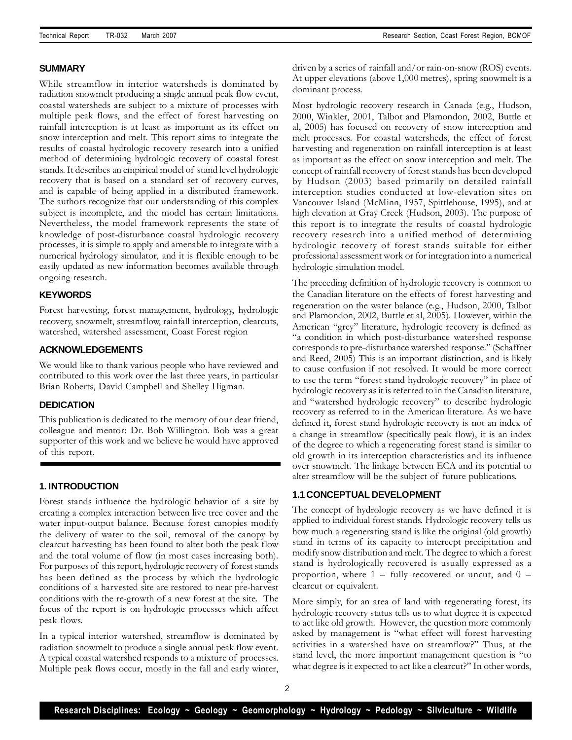## SUMMARY

While streamflow in interior watersheds is dominated by radiation snowmelt producing a single annual peak flow event, coastal watersheds are subject to a mixture of processes with multiple peak flows, and the effect of forest harvesting on rainfall interception is at least as important as its effect on snow interception and melt. This report aims to integrate the results of coastal hydrologic recovery research into a unified method of determining hydrologic recovery of coastal forest stands. It describes an empirical model of stand level hydrologic recovery that is based on a standard set of recovery curves, and is capable of being applied in a distributed framework. The authors recognize that our understanding of this complex subject is incomplete, and the model has certain limitations. Nevertheless, the model framework represents the state of knowledge of post-disturbance coastal hydrologic recovery processes, it is simple to apply and amenable to integrate with a numerical hydrology simulator, and it is flexible enough to be easily updated as new information becomes available through ongoing research.

## KEYWORDS

Forest harvesting, forest management, hydrology, hydrologic recovery, snowmelt, streamflow, rainfall interception, clearcuts, watershed, watershed assessment, Coast Forest region

## ACKNOWLEDGEMENTS

We would like to thank various people who have reviewed and contributed to this work over the last three years, in particular Brian Roberts, David Campbell and Shelley Higman.

## DEDICATION

This publication is dedicated to the memory of our dear friend, colleague and mentor: Dr. Bob Willington. Bob was a great supporter of this work and we believe he would have approved of this report.

## 1. INTRODUCTION

Forest stands influence the hydrologic behavior of a site by creating a complex interaction between live tree cover and the water input-output balance. Because forest canopies modify the delivery of water to the soil, removal of the canopy by clearcut harvesting has been found to alter both the peak flow and the total volume of flow (in most cases increasing both). For purposes of this report, hydrologic recovery of forest stands has been defined as the process by which the hydrologic conditions of a harvested site are restored to near pre-harvest conditions with the re-growth of a new forest at the site. The focus of the report is on hydrologic processes which affect peak flows.

In a typical interior watershed, streamflow is dominated by radiation snowmelt to produce a single annual peak flow event. A typical coastal watershed responds to a mixture of processes. Multiple peak flows occur, mostly in the fall and early winter, driven by a series of rainfall and/or rain-on-snow (ROS) events. At upper elevations (above 1,000 metres), spring snowmelt is a dominant process.

Most hydrologic recovery research in Canada (e.g., Hudson, 2000, Winkler, 2001, Talbot and Plamondon, 2002, Buttle et al, 2005) has focused on recovery of snow interception and melt processes. For coastal watersheds, the effect of forest harvesting and regeneration on rainfall interception is at least as important as the effect on snow interception and melt. The concept of rainfall recovery of forest stands has been developed by Hudson (2003) based primarily on detailed rainfall interception studies conducted at low-elevation sites on Vancouver Island (McMinn, 1957, Spittlehouse, 1995), and at high elevation at Gray Creek (Hudson, 2003). The purpose of this report is to integrate the results of coastal hydrologic recovery research into a unified method of determining hydrologic recovery of forest stands suitable for either professional assessment work or for integration into a numerical hydrologic simulation model.

The preceding definition of hydrologic recovery is common to the Canadian literature on the effects of forest harvesting and regeneration on the water balance (e.g., Hudson, 2000, Talbot and Plamondon, 2002, Buttle et al, 2005). However, within the American "grey" literature, hydrologic recovery is defined as "a condition in which post-disturbance watershed response corresponds to pre-disturbance watershed response." (Schaffner and Reed, 2005) This is an important distinction, and is likely to cause confusion if not resolved. It would be more correct to use the term "forest stand hydrologic recovery" in place of hydrologic recovery as it is referred to in the Canadian literature, and "watershed hydrologic recovery" to describe hydrologic recovery as referred to in the American literature. As we have defined it, forest stand hydrologic recovery is not an index of a change in streamflow (specifically peak flow), it is an index of the degree to which a regenerating forest stand is similar to old growth in its interception characteristics and its influence over snowmelt. The linkage between ECA and its potential to alter streamflow will be the subject of future publications.

### 1.1 CONCEPTUAL DEVELOPMENT

The concept of hydrologic recovery as we have defined it is applied to individual forest stands. Hydrologic recovery tells us how much a regenerating stand is like the original (old growth) stand in terms of its capacity to intercept precipitation and modify snow distribution and melt. The degree to which a forest stand is hydrologically recovered is usually expressed as a proportion, where 1 = fully recovered or uncut, and 0 = clearcut or equivalent.

More simply, for an area of land with regenerating forest, its hydrologic recovery status tells us to what degree it is expected to act like old growth. However, the question more commonly asked by management is "what effect will forest harvesting activities in a watershed have on streamflow?" Thus, at the stand level, the more important management question is "to what degree is it expected to act like a clearcut?" In other words,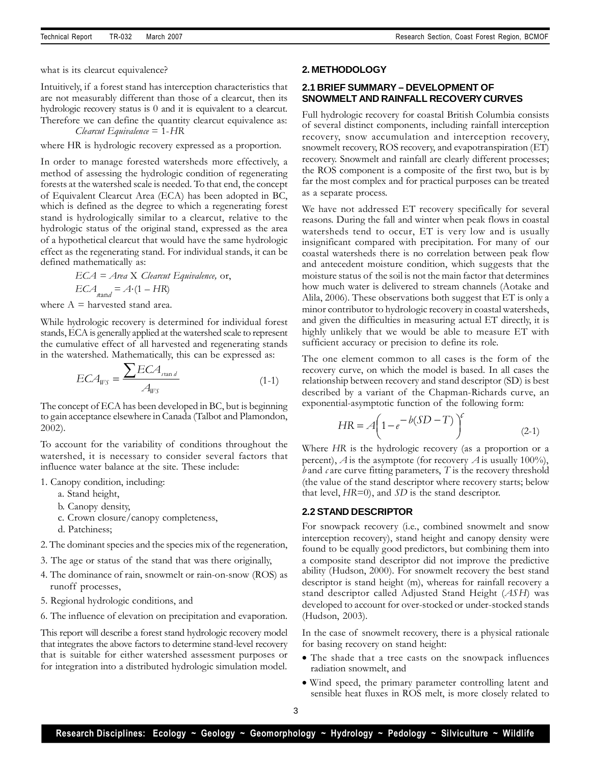what is its clearcut equivalence?

Intuitively, if a forest stand has interception characteristics that are not measurably different than those of a clearcut, then its hydrologic recovery status is 0 and it is equivalent to a clearcut. Therefore we can define the quantity clearcut equivalence as:

*Clearcut Equivalence* = 1-*HR*

where HR is hydrologic recovery expressed as a proportion.

In order to manage forested watersheds more effectively, a method of assessing the hydrologic condition of regenerating forests at the watershed scale is needed. To that end, the concept of Equivalent Clearcut Area (ECA) has been adopted in BC, which is defined as the degree to which a regenerating forest stand is hydrologically similar to a clearcut, relative to the hydrologic status of the original stand, expressed as the area of a hypothetical clearcut that would have the same hydrologic effect as the regenerating stand. For individual stands, it can be defined mathematically as:

$ECA = Area \times Clearcut\ Equivalence$, or,

$ECA_{stand} = A \cdot (1 - HR)$

where A = harvested stand area.

While hydrologic recovery is determined for individual forest stands, ECA is generally applied at the watershed scale to represent the cumulative effect of all harvested and regenerating stands in the watershed. Mathematically, this can be expressed as:

$$ECA_{WS} = \frac{\sum ECA_{stand}}{A_{WS}} \tag{1-1}$$

The concept of ECA has been developed in BC, but is beginning to gain acceptance elsewhere in Canada (Talbot and Plamondon, 2002).

To account for the variability of conditions throughout the watershed, it is necessary to consider several factors that influence water balance at the site. These include:

1. Canopy condition, including:
   a. Stand height,
   b. Canopy density,
   c. Crown closure/canopy completeness,
   d. Patchiness;
2. The dominant species and the species mix of the regeneration,
3. The age or status of the stand that was there originally,
4. The dominance of rain, snowmelt or rain-on-snow (ROS) as runoff processes,
5. Regional hydrologic conditions, and
6. The influence of elevation on precipitation and evaporation.

This report will describe a forest stand hydrologic recovery model that integrates the above factors to determine stand-level recovery that is suitable for either watershed assessment purposes or for integration into a distributed hydrologic simulation model.

## 2. METHODOLOGY

### 2.1 BRIEF SUMMARY – DEVELOPMENT OF SNOWMELT AND RAINFALL RECOVERY CURVES

Full hydrologic recovery for coastal British Columbia consists of several distinct components, including rainfall interception recovery, snow accumulation and interception recovery, snowmelt recovery, ROS recovery, and evapotranspiration (ET) recovery. Snowmelt and rainfall are clearly different processes; the ROS component is a composite of the first two, but is by far the most complex and for practical purposes can be treated as a separate process.

We have not addressed ET recovery specifically for several reasons. During the fall and winter when peak flows in coastal watersheds tend to occur, ET is very low and is usually insignificant compared with precipitation. For many of our coastal watersheds there is no correlation between peak flow and antecedent moisture condition, which suggests that the moisture status of the soil is not the main factor that determines how much water is delivered to stream channels (Aotake and Alila, 2006). These observations both suggest that ET is only a minor contributor to hydrologic recovery in coastal watersheds, and given the difficulties in measuring actual ET directly, it is highly unlikely that we would be able to measure ET with sufficient accuracy or precision to define its role.

The one element common to all cases is the form of the recovery curve, on which the model is based. In all cases the relationship between recovery and stand descriptor (SD) is best described by a variant of the Chapman-Richards curve, an exponential-asymptotic function of the following form:

$$HR = A\left(1 - e^{-b(SD - T)}\right)^{c} \tag{2-1}$$

Where *HR* is the hydrologic recovery (as a proportion or a percent), *A* is the asymptote (for recovery *A* is usually 100%), *b* and *c* are curve fitting parameters, *T* is the recovery threshold (the value of the stand descriptor where recovery starts; below that level, *HR*=0), and *SD* is the stand descriptor.

### 2.2 STAND DESCRIPTOR

For snowpack recovery (i.e., combined snowmelt and snow interception recovery), stand height and canopy density were found to be equally good predictors, but combining them into a composite stand descriptor did not improve the predictive ability (Hudson, 2000). For snowmelt recovery the best stand descriptor is stand height (m), whereas for rainfall recovery a stand descriptor called Adjusted Stand Height (*ASH*) was developed to account for over-stocked or under-stocked stands (Hudson, 2003).

In the case of snowmelt recovery, there is a physical rationale for basing recovery on stand height:

- The shade that a tree casts on the snowpack influences radiation snowmelt, and
- Wind speed, the primary parameter controlling latent and sensible heat fluxes in ROS melt, is more closely related to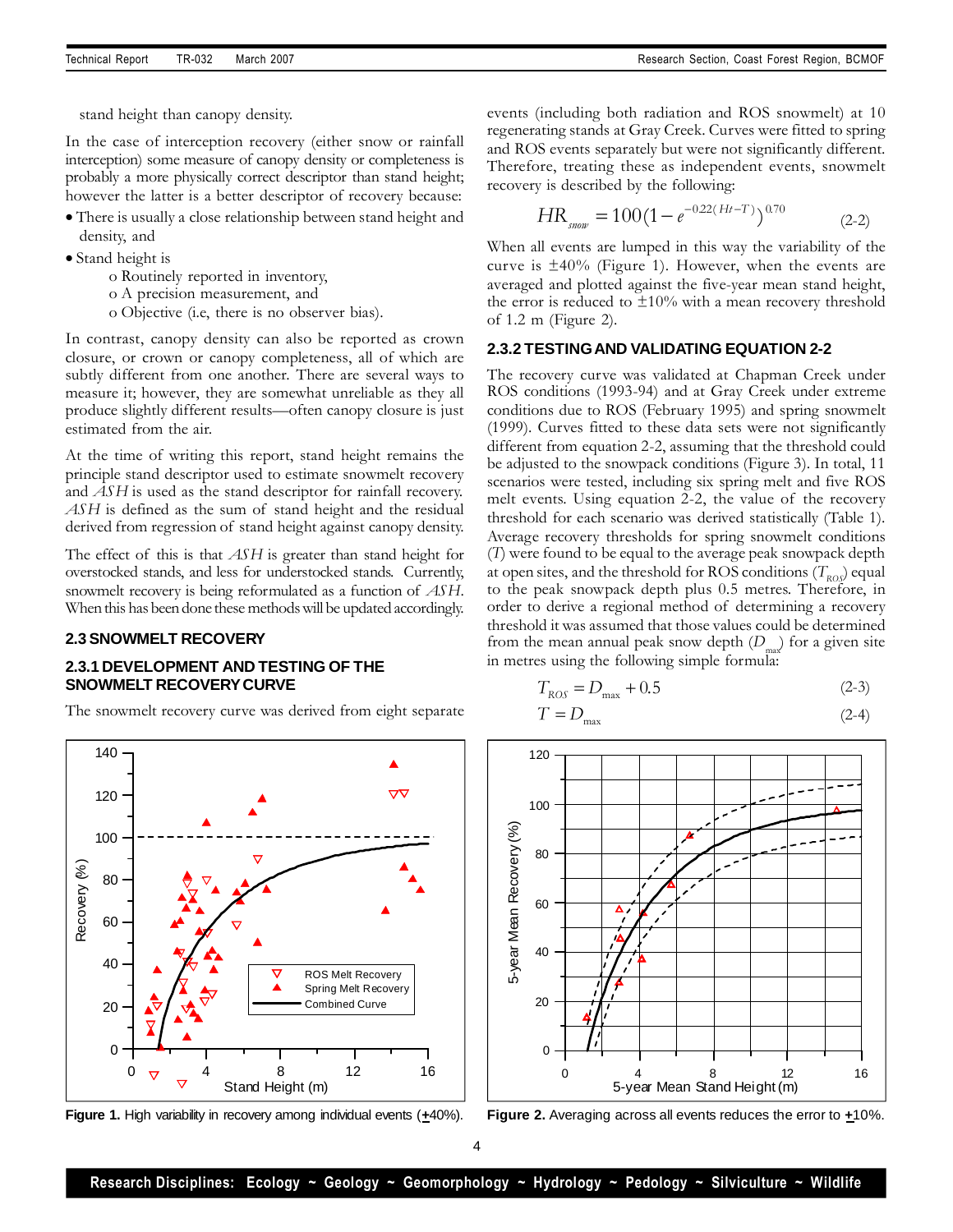stand height than canopy density.

In the case of interception recovery (either snow or rainfall interception) some measure of canopy density or completeness is probably a more physically correct descriptor than stand height; however the latter is a better descriptor of recovery because:

- There is usually a close relationship between stand height and density, and
- Stand height is
  - o Routinely reported in inventory,
  - o A precision measurement, and
  - o Objective (i.e, there is no observer bias).

In contrast, canopy density can also be reported as crown closure, or crown or canopy completeness, all of which are subtly different from one another. There are several ways to measure it; however, they are somewhat unreliable as they all produce slightly different results—often canopy closure is just estimated from the air.

At the time of writing this report, stand height remains the principle stand descriptor used to estimate snowmelt recovery and *ASH* is used as the stand descriptor for rainfall recovery. *ASH* is defined as the sum of stand height and the residual derived from regression of stand height against canopy density.

The effect of this is that *ASH* is greater than stand height for overstocked stands, and less for understocked stands. Currently, snowmelt recovery is being reformulated as a function of *ASH*. When this has been done these methods will be updated accordingly.

## 2.3 SNOWMELT RECOVERY

### 2.3.1 DEVELOPMENT AND TESTING OF THE SNOWMELT RECOVERY CURVE

The snowmelt recovery curve was derived from eight separate events (including both radiation and ROS snowmelt) at 10 regenerating stands at Gray Creek. Curves were fitted to spring and ROS events separately but were not significantly different. Therefore, treating these as independent events, snowmelt recovery is described by the following:

$$HR_{snow} = 100\left(1 - e^{-0.22(Ht-T)}\right)^{0.70} \qquad (2\text{-}2)$$

When all events are lumped in this way the variability of the curve is ±40% (Figure 1). However, when the events are averaged and plotted against the five-year mean stand height, the error is reduced to ±10% with a mean recovery threshold of 1.2 m (Figure 2).

### 2.3.2 TESTING AND VALIDATING EQUATION 2-2

The recovery curve was validated at Chapman Creek under ROS conditions (1993-94) and at Gray Creek under extreme conditions due to ROS (February 1995) and spring snowmelt (1999). Curves fitted to these data sets were not significantly different from equation 2-2, assuming that the threshold could be adjusted to the snowpack conditions (Figure 3). In total, 11 scenarios were tested, including six spring melt and five ROS melt events. Using equation 2-2, the value of the recovery threshold for each scenario was derived statistically (Table 1). Average recovery thresholds for spring snowmelt conditions ($T$) were found to be equal to the average peak snowpack depth at open sites, and the threshold for ROS conditions ($T_{ROS}$) equal to the peak snowpack depth plus 0.5 metres. Therefore, in order to derive a regional method of determining a recovery threshold it was assumed that those values could be determined from the mean annual peak snow depth ($D_{max}$) for a given site in metres using the following simple formula:

$$T_{ROS} = D_{max} + 0.5 \qquad (2\text{-}3)$$

$$T = D_{max} \qquad (2\text{-}4)$$

**Figure 1.** High variability in recovery among individual events (±40%).

**Figure 2.** Averaging across all events reduces the error to ±10%.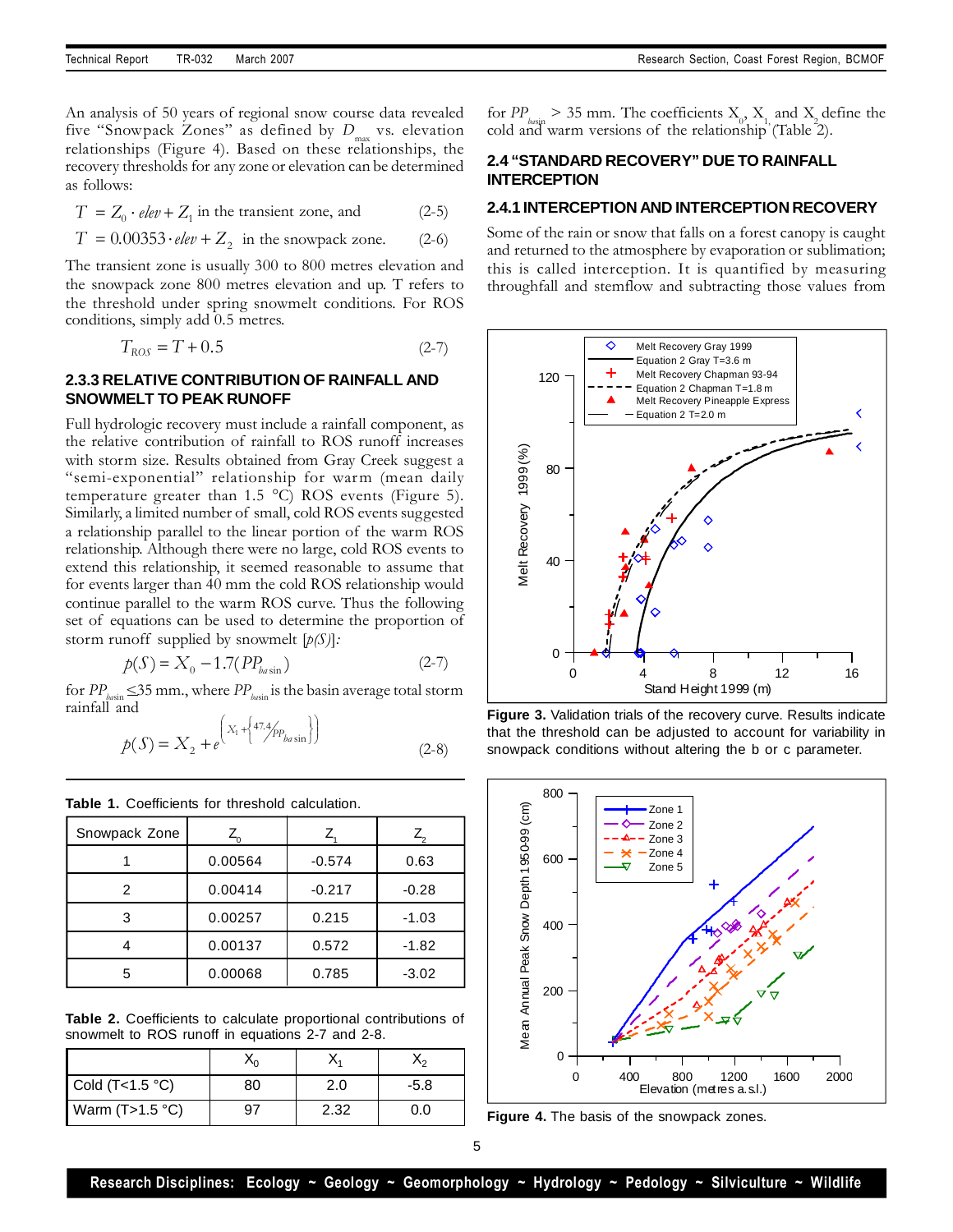An analysis of 50 years of regional snow course data revealed five "Snowpack Zones" as defined by $D_{max}$ vs. elevation relationships (Figure 4). Based on these relationships, the recovery thresholds for any zone or elevation can be determined as follows:

$$T = Z_0 \cdot elev + Z_1 \text{ in the transient zone, and} \quad (2\text{-}5)$$

$$T = 0.00353 \cdot elev + Z_2 \text{ in the snowpack zone.} \quad (2\text{-}6)$$

The transient zone is usually 300 to 800 metres elevation and the snowpack zone 800 metres elevation and up. T refers to the threshold under spring snowmelt conditions. For ROS conditions, simply add 0.5 metres.

$$T_{ROS} = T + 0.5 \quad (2\text{-}7)$$

### 2.3.3 RELATIVE CONTRIBUTION OF RAINFALL AND SNOWMELT TO PEAK RUNOFF

Full hydrologic recovery must include a rainfall component, as the relative contribution of rainfall to ROS runoff increases with storm size. Results obtained from Gray Creek suggest a "semi-exponential" relationship for warm (mean daily temperature greater than 1.5 °C) ROS events (Figure 5). Similarly, a limited number of small, cold ROS events suggested a relationship parallel to the linear portion of the warm ROS relationship. Although there were no large, cold ROS events to extend this relationship, it seemed reasonable to assume that for events larger than 40 mm the cold ROS relationship would continue parallel to the warm ROS curve. Thus the following set of equations can be used to determine the proportion of storm runoff supplied by snowmelt [$p(S)$]:

$$p(S) = X_0 - 1.7(PP_{basin}) \quad (2\text{-}7)$$

for $PP_{basin} \leq 35$ mm., where $PP_{basin}$ is the basin average total storm rainfall and

$$p(S) = X_2 + e^{\left(X_1 + \left\{47.4/PP_{basin}\right\}\right)} \quad (2\text{-}8)$$

for $PP_{basin} > 35$ mm. The coefficients $X_0$, $X_1$ and $X_2$ define the cold and warm versions of the relationship (Table 2).

**Table 1.** Coefficients for threshold calculation.

| Snowpack Zone | $Z_0$ | $Z_1$ | $Z_2$ |
|---|---|---|---|
| 1 | 0.00564 | -0.574 | 0.63 |
| 2 | 0.00414 | -0.217 | -0.28 |
| 3 | 0.00257 | 0.215 | -1.03 |
| 4 | 0.00137 | 0.572 | -1.82 |
| 5 | 0.00068 | 0.785 | -3.02 |

**Table 2.** Coefficients to calculate proportional contributions of snowmelt to ROS runoff in equations 2-7 and 2-8.

| | $X_0$ | $X_1$ | $X_2$ |
|---|---|---|---|
| Cold (T<1.5 °C) | 80 | 2.0 | -5.8 |
| Warm (T>1.5 °C) | 97 | 2.32 | 0.0 |

## 2.4 "STANDARD RECOVERY" DUE TO RAINFALL INTERCEPTION

### 2.4.1 INTERCEPTION AND INTERCEPTION RECOVERY

Some of the rain or snow that falls on a forest canopy is caught and returned to the atmosphere by evaporation or sublimation; this is called interception. It is quantified by measuring throughfall and stemflow and subtracting those values from

**Figure 3.** Validation trials of the recovery curve. Results indicate that the threshold can be adjusted to account for variability in snowpack conditions without altering the b or c parameter.

**Figure 4.** The basis of the snowpack zones.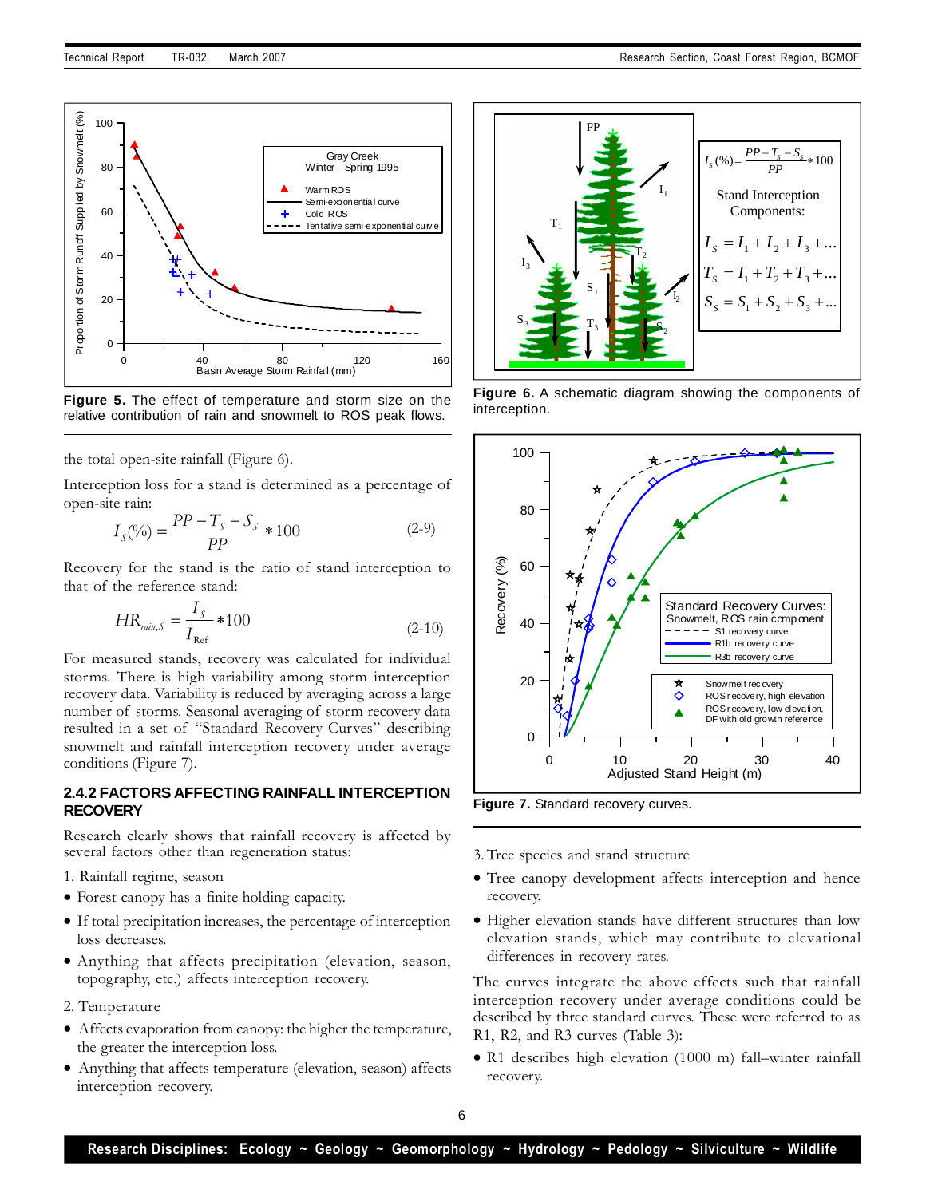Figure 5. The effect of temperature and storm size on the relative contribution of rain and snowmelt to ROS peak flows.

the total open-site rainfall (Figure 6).

Interception loss for a stand is determined as a percentage of open-site rain:

$$I_s(\%) = \frac{PP - T_s - S_s}{PP} * 100 \tag{2-9}$$

Recovery for the stand is the ratio of stand interception to that of the reference stand:

$$HR_{rain,S} = \frac{I_S}{I_{Ref}} * 100 \tag{2-10}$$

For measured stands, recovery was calculated for individual storms. There is high variability among storm interception recovery data. Variability is reduced by averaging across a large number of storms. Seasonal averaging of storm recovery data resulted in a set of "Standard Recovery Curves" describing snowmelt and rainfall interception recovery under average conditions (Figure 7).

### 2.4.2 FACTORS AFFECTING RAINFALL INTERCEPTION RECOVERY

Research clearly shows that rainfall recovery is affected by several factors other than regeneration status:

1. Rainfall regime, season

- Forest canopy has a finite holding capacity.
- If total precipitation increases, the percentage of interception loss decreases.
- Anything that affects precipitation (elevation, season, topography, etc.) affects interception recovery.

2. Temperature

- Affects evaporation from canopy: the higher the temperature, the greater the interception loss.
- Anything that affects temperature (elevation, season) affects interception recovery.

Figure 6. A schematic diagram showing the components of interception.

Figure 7. Standard recovery curves.

3. Tree species and stand structure

- Tree canopy development affects interception and hence recovery.
- Higher elevation stands have different structures than low elevation stands, which may contribute to elevational differences in recovery rates.

The curves integrate the above effects such that rainfall interception recovery under average conditions could be described by three standard curves. These were referred to as R1, R2, and R3 curves (Table 3):

- R1 describes high elevation (1000 m) fall–winter rainfall recovery.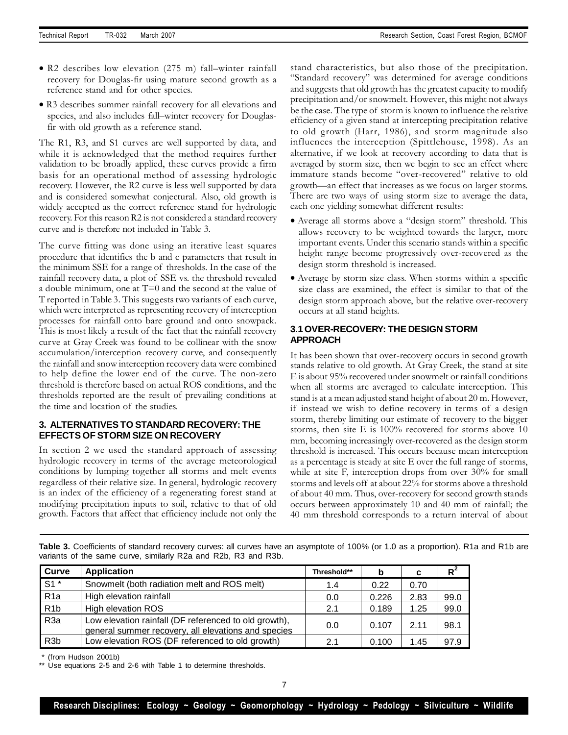- R2 describes low elevation (275 m) fall–winter rainfall recovery for Douglas-fir using mature second growth as a reference stand and for other species.
- R3 describes summer rainfall recovery for all elevations and species, and also includes fall–winter recovery for Douglas-fir with old growth as a reference stand.

The R1, R3, and S1 curves are well supported by data, and while it is acknowledged that the method requires further validation to be broadly applied, these curves provide a firm basis for an operational method of assessing hydrologic recovery. However, the R2 curve is less well supported by data and is considered somewhat conjectural. Also, old growth is widely accepted as the correct reference stand for hydrologic recovery. For this reason R2 is not considered a standard recovery curve and is therefore not included in Table 3.

The curve fitting was done using an iterative least squares procedure that identifies the b and c parameters that result in the minimum SSE for a range of thresholds. In the case of the rainfall recovery data, a plot of SSE vs. the threshold revealed a double minimum, one at T=0 and the second at the value of T reported in Table 3. This suggests two variants of each curve, which were interpreted as representing recovery of interception processes for rainfall onto bare ground and onto snowpack. This is most likely a result of the fact that the rainfall recovery curve at Gray Creek was found to be collinear with the snow accumulation/interception recovery curve, and consequently the rainfall and snow interception recovery data were combined to help define the lower end of the curve. The non-zero threshold is therefore based on actual ROS conditions, and the thresholds reported are the result of prevailing conditions at the time and location of the studies.

### 3. ALTERNATIVES TO STANDARD RECOVERY: THE EFFECTS OF STORM SIZE ON RECOVERY

In section 2 we used the standard approach of assessing hydrologic recovery in terms of the average meteorological conditions by lumping together all storms and melt events regardless of their relative size. In general, hydrologic recovery is an index of the efficiency of a regenerating forest stand at modifying precipitation inputs to soil, relative to that of old growth. Factors that affect that efficiency include not only the stand characteristics, but also those of the precipitation. "Standard recovery" was determined for average conditions and suggests that old growth has the greatest capacity to modify precipitation and/or snowmelt. However, this might not always be the case. The type of storm is known to influence the relative efficiency of a given stand at intercepting precipitation relative to old growth (Harr, 1986), and storm magnitude also influences the interception (Spittlehouse, 1998). As an alternative, if we look at recovery according to data that is averaged by storm size, then we begin to see an effect where immature stands become "over-recovered" relative to old growth—an effect that increases as we focus on larger storms. There are two ways of using storm size to average the data, each one yielding somewhat different results:

- Average all storms above a "design storm" threshold. This allows recovery to be weighted towards the larger, more important events. Under this scenario stands within a specific height range become progressively over-recovered as the design storm threshold is increased.
- Average by storm size class. When storms within a specific size class are examined, the effect is similar to that of the design storm approach above, but the relative over-recovery occurs at all stand heights.

#### 3.1 OVER-RECOVERY: THE DESIGN STORM APPROACH

It has been shown that over-recovery occurs in second growth stands relative to old growth. At Gray Creek, the stand at site E is about 95% recovered under snowmelt or rainfall conditions when all storms are averaged to calculate interception. This stand is at a mean adjusted stand height of about 20 m. However, if instead we wish to define recovery in terms of a design storm, thereby limiting our estimate of recovery to the bigger storms, then site E is 100% recovered for storms above 10 mm, becoming increasingly over-recovered as the design storm threshold is increased. This occurs because mean interception as a percentage is steady at site E over the full range of storms, while at site F, interception drops from over 30% for small storms and levels off at about 22% for storms above a threshold of about 40 mm. Thus, over-recovery for second growth stands occurs between approximately 10 and 40 mm of rainfall; the 40 mm threshold corresponds to a return interval of about

**Table 3.** Coefficients of standard recovery curves: all curves have an asymptote of 100% (or 1.0 as a proportion). R1a and R1b are variants of the same curve, similarly R2a and R2b, R3 and R3b.

| Curve | Application | Threshold** | b | c | $R^2$ |
|---|---|---|---|---|---|
| S1 * | Snowmelt (both radiation melt and ROS melt) | 1.4 | 0.22 | 0.70 | |
| R1a | High elevation rainfall | 0.0 | 0.226 | 2.83 | 99.0 |
| R1b | High elevation ROS | 2.1 | 0.189 | 1.25 | 99.0 |
| R3a | Low elevation rainfall (DF referenced to old growth), general summer recovery, all elevations and species | 0.0 | 0.107 | 2.11 | 98.1 |
| R3b | Low elevation ROS (DF referenced to old growth) | 2.1 | 0.100 | 1.45 | 97.9 |

\* (from Hudson 2001b)

** Use equations 2-5 and 2-6 with Table 1 to determine thresholds.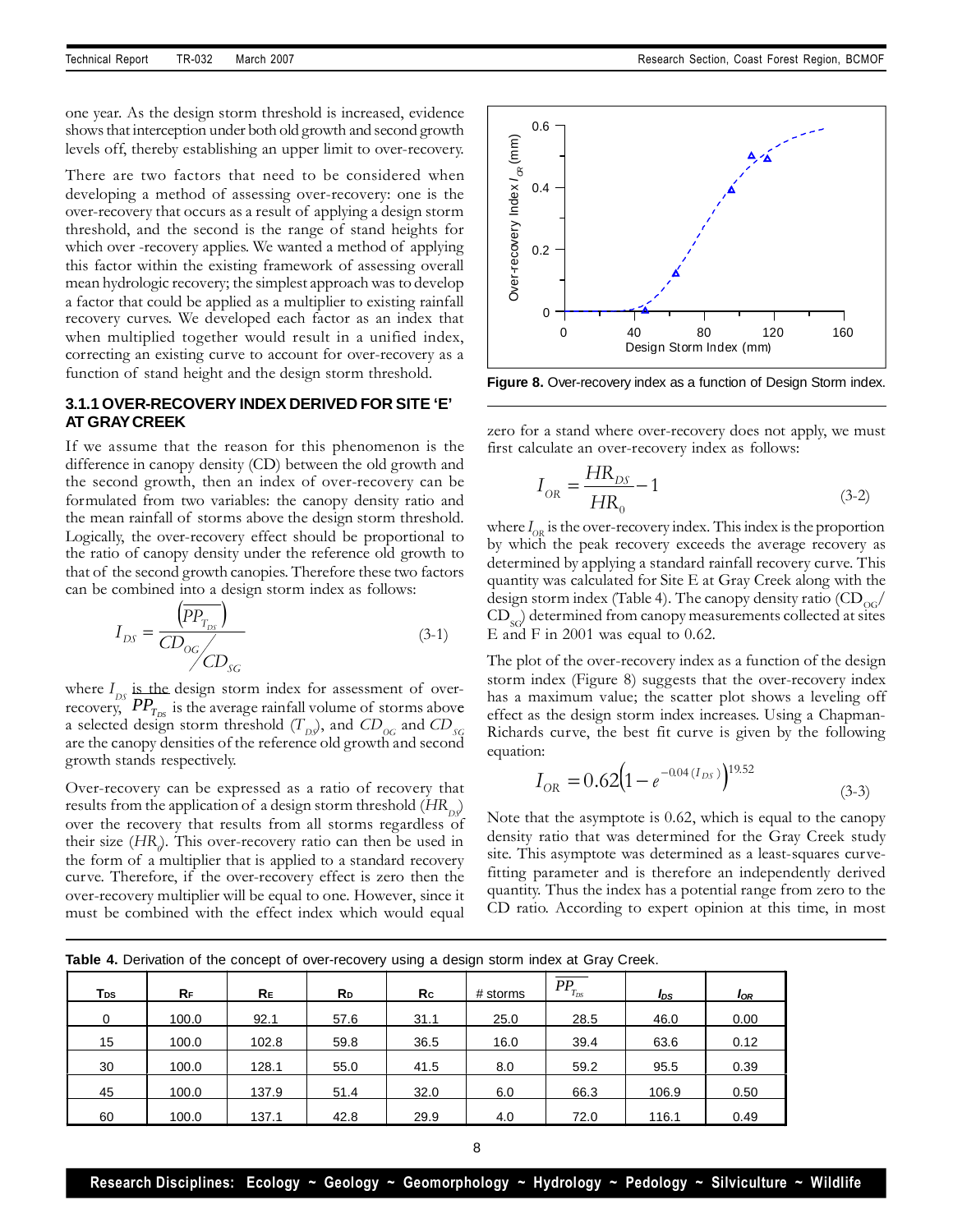one year. As the design storm threshold is increased, evidence shows that interception under both old growth and second growth levels off, thereby establishing an upper limit to over-recovery.

There are two factors that need to be considered when developing a method of assessing over-recovery: one is the over-recovery that occurs as a result of applying a design storm threshold, and the second is the range of stand heights for which over -recovery applies. We wanted a method of applying this factor within the existing framework of assessing overall mean hydrologic recovery; the simplest approach was to develop a factor that could be applied as a multiplier to existing rainfall recovery curves. We developed each factor as an index that when multiplied together would result in a unified index, correcting an existing curve to account for over-recovery as a function of stand height and the design storm threshold.

### 3.1.1 OVER-RECOVERY INDEX DERIVED FOR SITE 'E' AT GRAY CREEK

If we assume that the reason for this phenomenon is the difference in canopy density (CD) between the old growth and the second growth, then an index of over-recovery can be formulated from two variables: the canopy density ratio and the mean rainfall of storms above the design storm threshold. Logically, the over-recovery effect should be proportional to the ratio of canopy density under the reference old growth to that of the second growth canopies. Therefore these two factors can be combined into a design storm index as follows:

$$I_{DS} = \frac{\left(\overline{PP_{T_{DS}}}\right)}{CD_{OG}/CD_{SG}} \qquad (3\text{-}1)$$

where $I_{DS}$ is the design storm index for assessment of over-recovery, $\overline{PP_{T_{DS}}}$ is the average rainfall volume of storms above a selected design storm threshold ($T_{DS}$), and $CD_{OG}$ and $CD_{SG}$ are the canopy densities of the reference old growth and second growth stands respectively.

Over-recovery can be expressed as a ratio of recovery that results from the application of a design storm threshold ($HR_{DS}$) over the recovery that results from all storms regardless of their size ($HR_0$). This over-recovery ratio can then be used in the form of a multiplier that is applied to a standard recovery curve. Therefore, if the over-recovery effect is zero then the over-recovery multiplier will be equal to one. However, since it must be combined with the effect index which would equal zero for a stand where over-recovery does not apply, we must first calculate an over-recovery index as follows:

$$I_{OR} = \frac{HR_{DS}}{HR_0} - 1 \qquad (3\text{-}2)$$

where $I_{OR}$ is the over-recovery index. This index is the proportion by which the peak recovery exceeds the average recovery as determined by applying a standard rainfall recovery curve. This quantity was calculated for Site E at Gray Creek along with the design storm index (Table 4). The canopy density ratio ($CD_{OG}/CD_{SG}$) determined from canopy measurements collected at sites E and F in 2001 was equal to 0.62.

The plot of the over-recovery index as a function of the design storm index (Figure 8) suggests that the over-recovery index has a maximum value; the scatter plot shows a leveling off effect as the design storm index increases. Using a Chapman-Richards curve, the best fit curve is given by the following equation:

$$I_{OR} = 0.62\left(1 - e^{-0.04\,(I_{DS})}\right)^{19.52} \qquad (3\text{-}3)$$

Note that the asymptote is 0.62, which is equal to the canopy density ratio that was determined for the Gray Creek study site. This asymptote was determined as a least-squares curve-fitting parameter and is therefore an independently derived quantity. Thus the index has a potential range from zero to the CD ratio. According to expert opinion at this time, in most

**Figure 8.** Over-recovery index as a function of Design Storm index.

**Table 4.** Derivation of the concept of over-recovery using a design storm index at Gray Creek.

| $T_{DS}$ | $R_F$ | $R_E$ | $R_D$ | $R_C$ | # storms | $\overline{PP_{T_{DS}}}$ | $I_{DS}$ | $I_{OR}$ |
|---|---|---|---|---|---|---|---|---|
| 0 | 100.0 | 92.1 | 57.6 | 31.1 | 25.0 | 28.5 | 46.0 | 0.00 |
| 15 | 100.0 | 102.8 | 59.8 | 36.5 | 16.0 | 39.4 | 63.6 | 0.12 |
| 30 | 100.0 | 128.1 | 55.0 | 41.5 | 8.0 | 59.2 | 95.5 | 0.39 |
| 45 | 100.0 | 137.9 | 51.4 | 32.0 | 6.0 | 66.3 | 106.9 | 0.50 |
| 60 | 100.0 | 137.1 | 42.8 | 29.9 | 4.0 | 72.0 | 116.1 | 0.49 |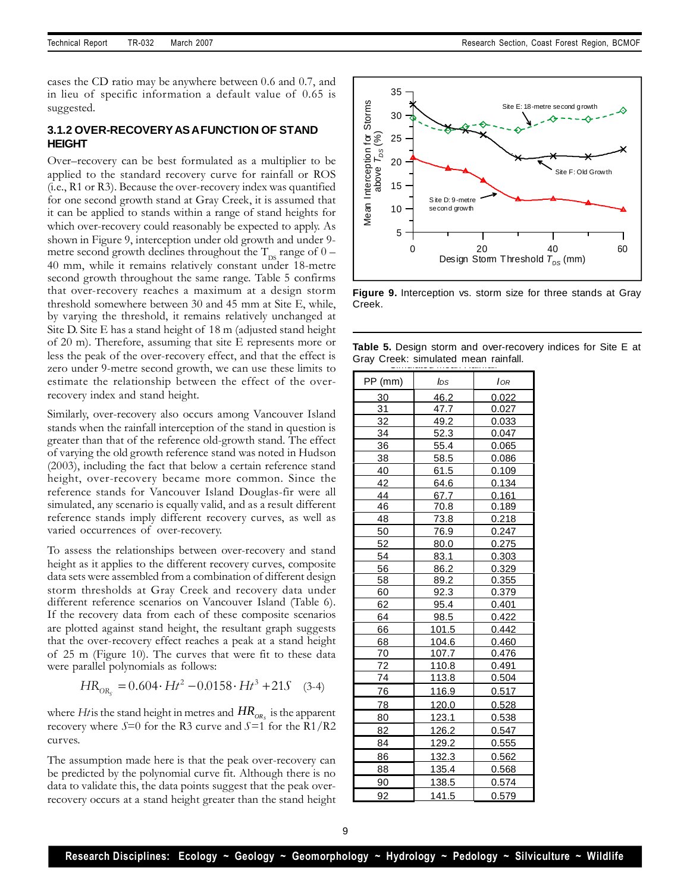cases the CD ratio may be anywhere between 0.6 and 0.7, and in lieu of specific information a default value of 0.65 is suggested.

### 3.1.2 OVER-RECOVERY AS A FUNCTION OF STAND HEIGHT

Over–recovery can be best formulated as a multiplier to be applied to the standard recovery curve for rainfall or ROS (i.e., R1 or R3). Because the over-recovery index was quantified for one second growth stand at Gray Creek, it is assumed that it can be applied to stands within a range of stand heights for which over-recovery could reasonably be expected to apply. As shown in Figure 9, interception under old growth and under 9-metre second growth declines throughout the $T_{DS}$ range of 0 – 40 mm, while it remains relatively constant under 18-metre second growth throughout the same range. Table 5 confirms that over-recovery reaches a maximum at a design storm threshold somewhere between 30 and 45 mm at Site E, while, by varying the threshold, it remains relatively unchanged at Site D. Site E has a stand height of 18 m (adjusted stand height of 20 m). Therefore, assuming that site E represents more or less the peak of the over-recovery effect, and that the effect is zero under 9-metre second growth, we can use these limits to estimate the relationship between the effect of the over-recovery index and stand height.

Similarly, over-recovery also occurs among Vancouver Island stands when the rainfall interception of the stand in question is greater than that of the reference old-growth stand. The effect of varying the old growth reference stand was noted in Hudson (2003), including the fact that below a certain reference stand height, over-recovery became more common. Since the reference stands for Vancouver Island Douglas-fir were all simulated, any scenario is equally valid, and as a result different reference stands imply different recovery curves, as well as varied occurrences of over-recovery.

To assess the relationships between over-recovery and stand height as it applies to the different recovery curves, composite data sets were assembled from a combination of different design storm thresholds at Gray Creek and recovery data under different reference scenarios on Vancouver Island (Table 6). If the recovery data from each of these composite scenarios are plotted against stand height, the resultant graph suggests that the over-recovery effect reaches a peak at a stand height of 25 m (Figure 10). The curves that were fit to these data were parallel polynomials as follows:

$$HR_{OR_S} = 0.604 \cdot Ht^2 - 0.0158 \cdot Ht^3 + 21S \quad (3\text{-}4)$$

where $Ht$ is the stand height in metres and $HR_{OR_S}$ is the apparent recovery where $S$=0 for the R3 curve and $S$=1 for the R1/R2 curves.

The assumption made here is that the peak over-recovery can be predicted by the polynomial curve fit. Although there is no data to validate this, the data points suggest that the peak over-recovery occurs at a stand height greater than the stand height

**Figure 9.** Interception vs. storm size for three stands at Gray Creek.

**Table 5.** Design storm and over-recovery indices for Site E at Gray Creek: simulated mean rainfall.

| PP (mm) | $I_{DS}$ | $I_{OR}$ |
|---|---|---|
| 30 | 46.2 | 0.022 |
| 31 | 47.7 | 0.027 |
| 32 | 49.2 | 0.033 |
| 34 | 52.3 | 0.047 |
| 36 | 55.4 | 0.065 |
| 38 | 58.5 | 0.086 |
| 40 | 61.5 | 0.109 |
| 42 | 64.6 | 0.134 |
| 44 | 67.7 | 0.161 |
| 46 | 70.8 | 0.189 |
| 48 | 73.8 | 0.218 |
| 50 | 76.9 | 0.247 |
| 52 | 80.0 | 0.275 |
| 54 | 83.1 | 0.303 |
| 56 | 86.2 | 0.329 |
| 58 | 89.2 | 0.355 |
| 60 | 92.3 | 0.379 |
| 62 | 95.4 | 0.401 |
| 64 | 98.5 | 0.422 |
| 66 | 101.5 | 0.442 |
| 68 | 104.6 | 0.460 |
| 70 | 107.7 | 0.476 |
| 72 | 110.8 | 0.491 |
| 74 | 113.8 | 0.504 |
| 76 | 116.9 | 0.517 |
| 78 | 120.0 | 0.528 |
| 80 | 123.1 | 0.538 |
| 82 | 126.2 | 0.547 |
| 84 | 129.2 | 0.555 |
| 86 | 132.3 | 0.562 |
| 88 | 135.4 | 0.568 |
| 90 | 138.5 | 0.574 |
| 92 | 141.5 | 0.579 |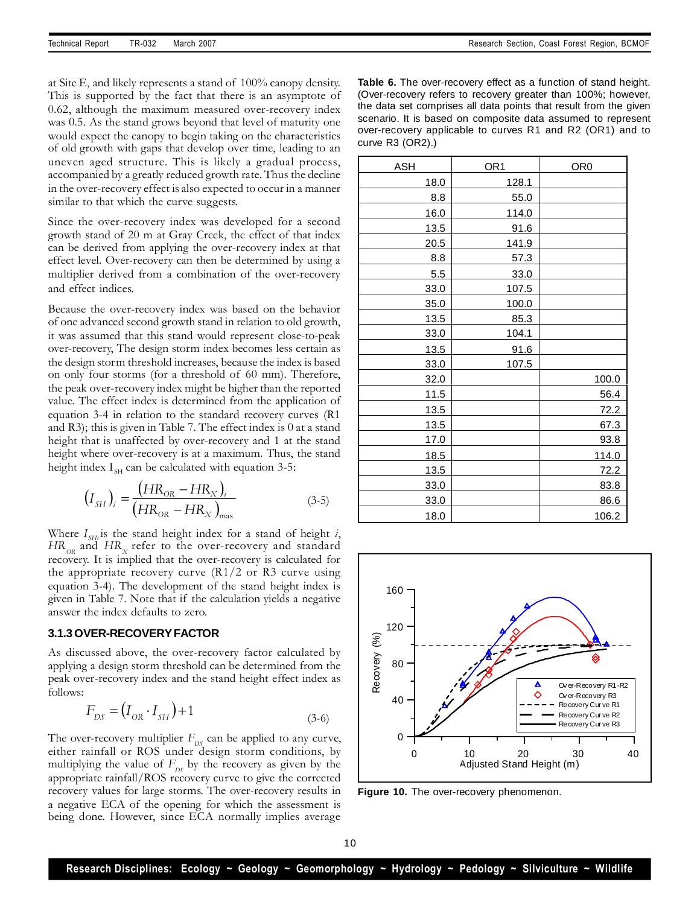at Site E, and likely represents a stand of 100% canopy density. This is supported by the fact that there is an asymptote of 0.62, although the maximum measured over-recovery index was 0.5. As the stand grows beyond that level of maturity one would expect the canopy to begin taking on the characteristics of old growth with gaps that develop over time, leading to an uneven aged structure. This is likely a gradual process, accompanied by a greatly reduced growth rate. Thus the decline in the over-recovery effect is also expected to occur in a manner similar to that which the curve suggests.

Since the over-recovery index was developed for a second growth stand of 20 m at Gray Creek, the effect of that index can be derived from applying the over-recovery index at that effect level. Over-recovery can then be determined by using a multiplier derived from a combination of the over-recovery and effect indices.

Because the over-recovery index was based on the behavior of one advanced second growth stand in relation to old growth, it was assumed that this stand would represent close-to-peak over-recovery, The design storm index becomes less certain as the design storm threshold increases, because the index is based on only four storms (for a threshold of 60 mm). Therefore, the peak over-recovery index might be higher than the reported value. The effect index is determined from the application of equation 3-4 in relation to the standard recovery curves (R1 and R3); this is given in Table 7. The effect index is 0 at a stand height that is unaffected by over-recovery and 1 at the stand height where over-recovery is at a maximum. Thus, the stand height index $I_{SH}$ can be calculated with equation 3-5:

$$(I_{SH})_i = \frac{(HR_{OR} - HR_X)_i}{(HR_{OR} - HR_X)_{\max}} \tag{3-5}$$

Where $I_{SH_i}$ is the stand height index for a stand of height $i$, $HR_{OR}$ and $HR_X$ refer to the over-recovery and standard recovery. It is implied that the over-recovery is calculated for the appropriate recovery curve (R1/2 or R3 curve using equation 3-4). The development of the stand height index is given in Table 7. Note that if the calculation yields a negative answer the index defaults to zero.

### 3.1.3 OVER-RECOVERY FACTOR

As discussed above, the over-recovery factor calculated by applying a design storm threshold can be determined from the peak over-recovery index and the stand height effect index as follows:

$$F_{DS} = (I_{OR} \cdot I_{SH}) + 1 \tag{3-6}$$

The over-recovery multiplier $F_{DS}$ can be applied to any curve, either rainfall or ROS under design storm conditions, by multiplying the value of $F_{DS}$ by the recovery as given by the appropriate rainfall/ROS recovery curve to give the corrected recovery values for large storms. The over-recovery results in a negative ECA of the opening for which the assessment is being done. However, since ECA normally implies average

**Table 6.** The over-recovery effect as a function of stand height. (Over-recovery refers to recovery greater than 100%; however, the data set comprises all data points that result from the given scenario. It is based on composite data assumed to represent over-recovery applicable to curves R1 and R2 (OR1) and to curve R3 (OR2).)

| ASH | OR1 | OR0 |
|---|---|---|
| 18.0 | 128.1 | |
| 8.8 | 55.0 | |
| 16.0 | 114.0 | |
| 13.5 | 91.6 | |
| 20.5 | 141.9 | |
| 8.8 | 57.3 | |
| 5.5 | 33.0 | |
| 33.0 | 107.5 | |
| 35.0 | 100.0 | |
| 13.5 | 85.3 | |
| 33.0 | 104.1 | |
| 13.5 | 91.6 | |
| 33.0 | 107.5 | |
| 32.0 | | 100.0 |
| 11.5 | | 56.4 |
| 13.5 | | 72.2 |
| 13.5 | | 67.3 |
| 17.0 | | 93.8 |
| 18.5 | | 114.0 |
| 13.5 | | 72.2 |
| 33.0 | | 83.8 |
| 33.0 | | 86.6 |
| 18.0 | | 106.2 |

**Figure 10.** The over-recovery phenomenon.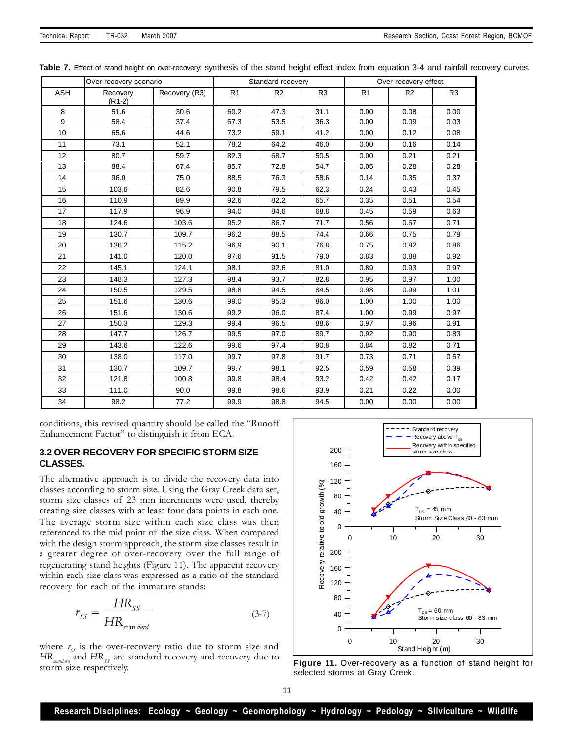**Table 7.** Effect of stand height on over-recovery: synthesis of the stand height effect index from equation 3-4 and rainfall recovery curves.

| | Over-recovery scenario | | Standard recovery | | | Over-recovery effect | | |
|---|---|---|---|---|---|---|---|---|
| ASH | Recovery (R1-2) | Recovery (R3) | R1 | R2 | R3 | R1 | R2 | R3 |
| 8 | 51.6 | 30.6 | 60.2 | 47.3 | 31.1 | 0.00 | 0.08 | 0.00 |
| 9 | 58.4 | 37.4 | 67.3 | 53.5 | 36.3 | 0.00 | 0.09 | 0.03 |
| 10 | 65.6 | 44.6 | 73.2 | 59.1 | 41.2 | 0.00 | 0.12 | 0.08 |
| 11 | 73.1 | 52.1 | 78.2 | 64.2 | 46.0 | 0.00 | 0.16 | 0.14 |
| 12 | 80.7 | 59.7 | 82.3 | 68.7 | 50.5 | 0.00 | 0.21 | 0.21 |
| 13 | 88.4 | 67.4 | 85.7 | 72.8 | 54.7 | 0.05 | 0.28 | 0.28 |
| 14 | 96.0 | 75.0 | 88.5 | 76.3 | 58.6 | 0.14 | 0.35 | 0.37 |
| 15 | 103.6 | 82.6 | 90.8 | 79.5 | 62.3 | 0.24 | 0.43 | 0.45 |
| 16 | 110.9 | 89.9 | 92.6 | 82.2 | 65.7 | 0.35 | 0.51 | 0.54 |
| 17 | 117.9 | 96.9 | 94.0 | 84.6 | 68.8 | 0.45 | 0.59 | 0.63 |
| 18 | 124.6 | 103.6 | 95.2 | 86.7 | 71.7 | 0.56 | 0.67 | 0.71 |
| 19 | 130.7 | 109.7 | 96.2 | 88.5 | 74.4 | 0.66 | 0.75 | 0.79 |
| 20 | 136.2 | 115.2 | 96.9 | 90.1 | 76.8 | 0.75 | 0.82 | 0.86 |
| 21 | 141.0 | 120.0 | 97.6 | 91.5 | 79.0 | 0.83 | 0.88 | 0.92 |
| 22 | 145.1 | 124.1 | 98.1 | 92.6 | 81.0 | 0.89 | 0.93 | 0.97 |
| 23 | 148.3 | 127.3 | 98.4 | 93.7 | 82.8 | 0.95 | 0.97 | 1.00 |
| 24 | 150.5 | 129.5 | 98.8 | 94.5 | 84.5 | 0.98 | 0.99 | 1.01 |
| 25 | 151.6 | 130.6 | 99.0 | 95.3 | 86.0 | 1.00 | 1.00 | 1.00 |
| 26 | 151.6 | 130.6 | 99.2 | 96.0 | 87.4 | 1.00 | 0.99 | 0.97 |
| 27 | 150.3 | 129.3 | 99.4 | 96.5 | 88.6 | 0.97 | 0.96 | 0.91 |
| 28 | 147.7 | 126.7 | 99.5 | 97.0 | 89.7 | 0.92 | 0.90 | 0.83 |
| 29 | 143.6 | 122.6 | 99.6 | 97.4 | 90.8 | 0.84 | 0.82 | 0.71 |
| 30 | 138.0 | 117.0 | 99.7 | 97.8 | 91.7 | 0.73 | 0.71 | 0.57 |
| 31 | 130.7 | 109.7 | 99.7 | 98.1 | 92.5 | 0.59 | 0.58 | 0.39 |
| 32 | 121.8 | 100.8 | 99.8 | 98.4 | 93.2 | 0.42 | 0.42 | 0.17 |
| 33 | 111.0 | 90.0 | 99.8 | 98.6 | 93.9 | 0.21 | 0.22 | 0.00 |
| 34 | 98.2 | 77.2 | 99.9 | 98.8 | 94.5 | 0.00 | 0.00 | 0.00 |

conditions, this revised quantity should be called the "Runoff Enhancement Factor" to distinguish it from ECA.

### 3.2 OVER-RECOVERY FOR SPECIFIC STORM SIZE CLASSES.

The alternative approach is to divide the recovery data into classes according to storm size. Using the Gray Creek data set, storm size classes of 23 mm increments were used, thereby creating size classes with at least four data points in each one. The average storm size within each size class was then referenced to the mid point of the size class. When compared with the design storm approach, the storm size classes result in a greater degree of over-recovery over the full range of regenerating stand heights (Figure 11). The apparent recovery within each size class was expressed as a ratio of the standard recovery for each of the immature stands:

$$r_{SS} = \frac{HR_{SS}}{HR_{standard}} \qquad (3\text{-}7)$$

where $r_{SS}$ is the over-recovery ratio due to storm size and $HR_{standard}$ and $HR_{SS}$ are standard recovery and recovery due to storm size respectively.

**Figure 11.** Over-recovery as a function of stand height for selected storms at Gray Creek.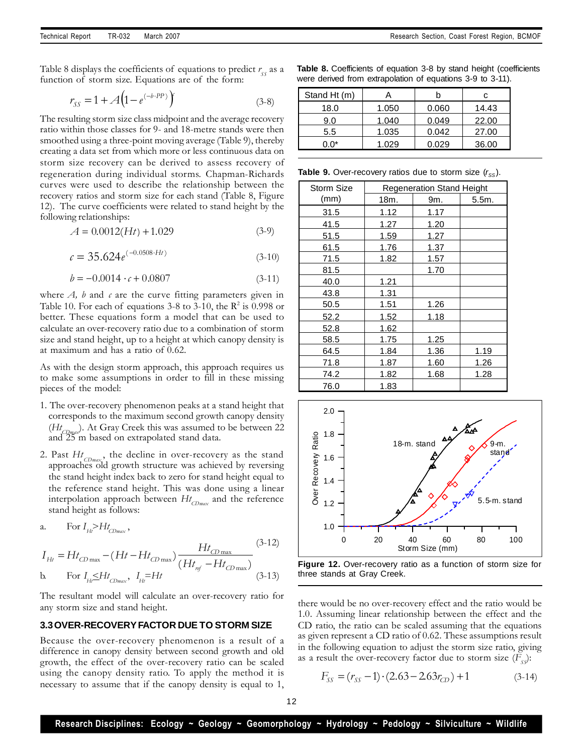Table 8 displays the coefficients of equations to predict $r_{SS}$ as a function of storm size. Equations are of the form:

$$r_{SS} = 1 + A\left(1 - e^{(-b \cdot PP)}\right)^{c} \tag{3-8}$$

The resulting storm size class midpoint and the average recovery ratio within those classes for 9- and 18-metre stands were then smoothed using a three-point moving average (Table 9), thereby creating a data set from which more or less continuous data on storm size recovery can be derived to assess recovery of regeneration during individual storms. Chapman-Richards curves were used to describe the relationship between the recovery ratios and storm size for each stand (Table 8, Figure 12). The curve coefficients were related to stand height by the following relationships:

$$A = 0.0012(Ht) + 1.029 \tag{3-9}$$

$$c = 35.624e^{(-0.0508 \cdot Ht)} \tag{3-10}$$

$$b = -0.0014 \cdot c + 0.0807 \tag{3-11}$$

where $A$, $b$ and $c$ are the curve fitting parameters given in Table 10. For each of equations 3-8 to 3-10, the $R^2$ is 0.998 or better. These equations form a model that can be used to calculate an over-recovery ratio due to a combination of storm size and stand height, up to a height at which canopy density is at maximum and has a ratio of 0.62.

As with the design storm approach, this approach requires us to make some assumptions in order to fill in these missing pieces of the model:

1. The over-recovery phenomenon peaks at a stand height that corresponds to the maximum second growth canopy density ($Ht_{CDmax}$). At Gray Creek this was assumed to be between 22 and 25 m based on extrapolated stand data.
2. Past $Ht_{CDmax}$, the decline in over-recovery as the stand approaches old growth structure was achieved by reversing the stand height index back to zero for stand height equal to the reference stand height. This was done using a linear interpolation approach between $Ht_{CDmax}$ and the reference stand height as follows:

a. For $I_{Ht} > Ht_{CDmax}$,

$$I_{Ht} = Ht_{CD\max} - (Ht - Ht_{CD\max}) \frac{Ht_{CD\max}}{(Ht_{ref} - Ht_{CD\max})} \tag{3-12}$$

b. For $I_{Ht} \leq Ht_{CDmax}$, $I_{Ht} = Ht$ (3-13)

The resultant model will calculate an over-recovery ratio for any storm size and stand height.

### 3.3 OVER-RECOVERY FACTOR DUE TO STORM SIZE

Because the over-recovery phenomenon is a result of a difference in canopy density between second growth and old growth, the effect of the over-recovery ratio can be scaled using the canopy density ratio. To apply the method it is necessary to assume that if the canopy density is equal to 1, there would be no over-recovery effect and the ratio would be 1.0. Assuming linear relationship between the effect and the CD ratio, the ratio can be scaled assuming that the equations as given represent a CD ratio of 0.62. These assumptions result in the following equation to adjust the storm size ratio, giving as a result the over-recovery factor due to storm size ($F_{SS}$):

$$F_{SS} = (r_{SS} - 1) \cdot (2.63 - 2.63 r_{CD}) + 1 \tag{3-14}$$

**Table 8.** Coefficients of equation 3-8 by stand height (coefficients were derived from extrapolation of equations 3-9 to 3-11).

| Stand Ht (m) | A | b | c |
|---|---|---|---|
| 18.0 | 1.050 | 0.060 | 14.43 |
| 9.0 | 1.040 | 0.049 | 22.00 |
| 5.5 | 1.035 | 0.042 | 27.00 |
| 0.0* | 1.029 | 0.029 | 36.00 |

**Table 9.** Over-recovery ratios due to storm size ($r_{SS}$).

| Storm Size (mm) | Regeneration Stand Height | | |
|---|---|---|---|
| | 18m. | 9m. | 5.5m. |
| 31.5 | 1.12 | 1.17 | |
| 41.5 | 1.27 | 1.20 | |
| 51.5 | 1.59 | 1.27 | |
| 61.5 | 1.76 | 1.37 | |
| 71.5 | 1.82 | 1.57 | |
| 81.5 | | 1.70 | |
| 40.0 | 1.21 | | |
| 43.8 | 1.31 | | |
| 50.5 | 1.51 | 1.26 | |
| 52.2 | 1.52 | 1.18 | |
| 52.8 | 1.62 | | |
| 58.5 | 1.75 | 1.25 | |
| 64.5 | 1.84 | 1.36 | 1.19 |
| 71.8 | 1.87 | 1.60 | 1.26 |
| 74.2 | 1.82 | 1.68 | 1.28 |
| 76.0 | 1.83 | | |

**Figure 12.** Over-recovery ratio as a function of storm size for three stands at Gray Creek.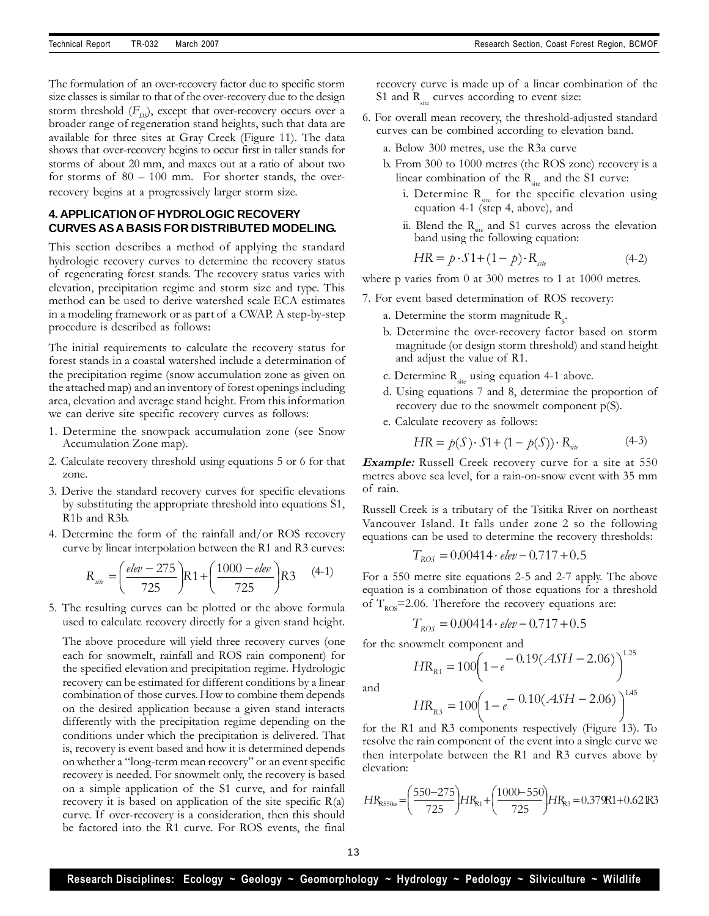The formulation of an over-recovery factor due to specific storm size classes is similar to that of the over-recovery due to the design storm threshold ($F_{DT}$), except that over-recovery occurs over a broader range of regeneration stand heights, such that data are available for three sites at Gray Creek (Figure 11). The data shows that over-recovery begins to occur first in taller stands for storms of about 20 mm, and maxes out at a ratio of about two for storms of 80 – 100 mm. For shorter stands, the over-recovery begins at a progressively larger storm size.

### 4. APPLICATION OF HYDROLOGIC RECOVERY CURVES AS A BASIS FOR DISTRIBUTED MODELING.

This section describes a method of applying the standard hydrologic recovery curves to determine the recovery status of regenerating forest stands. The recovery status varies with elevation, precipitation regime and storm size and type. This method can be used to derive watershed scale ECA estimates in a modeling framework or as part of a CWAP. A step-by-step procedure is described as follows:

The initial requirements to calculate the recovery status for forest stands in a coastal watershed include a determination of the precipitation regime (snow accumulation zone as given on the attached map) and an inventory of forest openings including area, elevation and average stand height. From this information we can derive site specific recovery curves as follows:

1. Determine the snowpack accumulation zone (see Snow Accumulation Zone map).
2. Calculate recovery threshold using equations 5 or 6 for that zone.
3. Derive the standard recovery curves for specific elevations by substituting the appropriate threshold into equations S1, R1b and R3b.
4. Determine the form of the rainfall and/or ROS recovery curve by linear interpolation between the R1 and R3 curves:

$$R_{site} = \left(\frac{elev - 275}{725}\right) R1 + \left(\frac{1000 - elev}{725}\right) R3 \qquad (4\text{-}1)$$

5. The resulting curves can be plotted or the above formula used to calculate recovery directly for a given stand height.

   The above procedure will yield three recovery curves (one each for snowmelt, rainfall and ROS rain component) for the specified elevation and precipitation regime. Hydrologic recovery can be estimated for different conditions by a linear combination of those curves. How to combine them depends on the desired application because a given stand interacts differently with the precipitation regime depending on the conditions under which the precipitation is delivered. That is, recovery is event based and how it is determined depends on whether a "long-term mean recovery" or an event specific recovery is needed. For snowmelt only, the recovery is based on a simple application of the S1 curve, and for rainfall recovery it is based on application of the site specific R(a) curve. If over-recovery is a consideration, then this should be factored into the R1 curve. For ROS events, the final recovery curve is made up of a linear combination of the S1 and $R_{site}$ curves according to event size:

6. For overall mean recovery, the threshold-adjusted standard curves can be combined according to elevation band.
   a. Below 300 metres, use the R3a curve
   b. From 300 to 1000 metres (the ROS zone) recovery is a linear combination of the $R_{site}$ and the S1 curve:
      i. Determine $R_{site}$ for the specific elevation using equation 4-1 (step 4, above), and
      ii. Blend the $R_{site}$ and S1 curves across the elevation band using the following equation:

$$HR = p \cdot S1 + (1 - p) \cdot R_{site} \qquad (4\text{-}2)$$

where p varies from 0 at 300 metres to 1 at 1000 metres.

7. For event based determination of ROS recovery:
   a. Determine the storm magnitude $R_S$.
   b. Determine the over-recovery factor based on storm magnitude (or design storm threshold) and stand height and adjust the value of R1.
   c. Determine $R_{site}$ using equation 4-1 above.
   d. Using equations 7 and 8, determine the proportion of recovery due to the snowmelt component p(S).
   e. Calculate recovery as follows:

$$HR = p(S) \cdot S1 + (1 - p(S)) \cdot R_{site} \qquad (4\text{-}3)$$

***Example:*** Russell Creek recovery curve for a site at 550 metres above sea level, for a rain-on-snow event with 35 mm of rain.

Russell Creek is a tributary of the Tsitika River on northeast Vancouver Island. It falls under zone 2 so the following equations can be used to determine the recovery thresholds:

$$T_{ROS} = 0.00414 \cdot elev - 0.717 + 0.5$$

For a 550 metre site equations 2-5 and 2-7 apply. The above equation is a combination of those equations for a threshold of $T_{ROS}$=2.06. Therefore the recovery equations are:

$$T_{ROS} = 0.00414 \cdot elev - 0.717 + 0.5$$

for the snowmelt component and

$$HR_{R1} = 100\left(1 - e^{-0.19(ASH - 2.06)}\right)^{1.25}$$

and

$$HR_{R3} = 100\left(1 - e^{-0.10(ASH - 2.06)}\right)^{1.45}$$

for the R1 and R3 components respectively (Figure 13). To resolve the rain component of the event into a single curve we then interpolate between the R1 and R3 curves above by elevation:

$$HR_{R550m} = \left(\frac{550 - 275}{725}\right) HR_{R1} + \left(\frac{1000 - 550}{725}\right) HR_{R3} = 0.379R1 + 0.621R3$$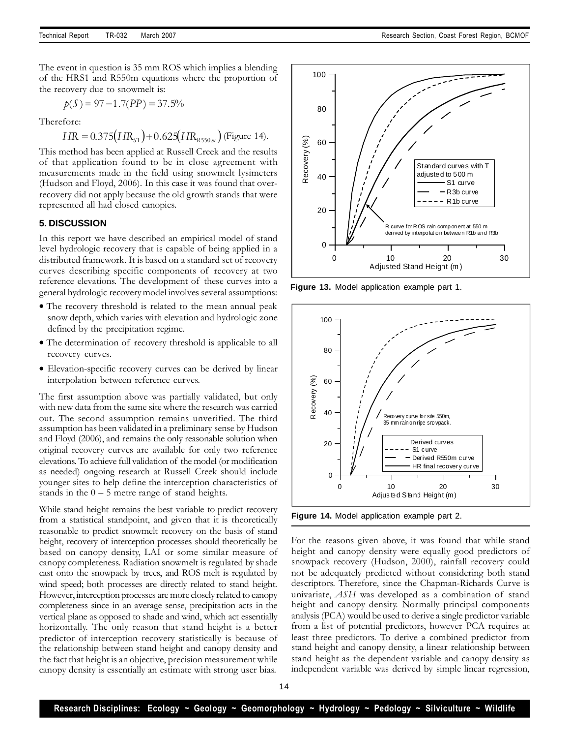The event in question is 35 mm ROS which implies a blending of the HRS1 and R550m equations where the proportion of the recovery due to snowmelt is:

$$p(S) = 97 - 1.7(PP) = 37.5\%$$

Therefore:

$$HR = 0.375(HR_{S1}) + 0.625(HR_{R550m}) \text{ (Figure 14).}$$

This method has been applied at Russell Creek and the results of that application found to be in close agreement with measurements made in the field using snowmelt lysimeters (Hudson and Floyd, 2006). In this case it was found that over-recovery did not apply because the old growth stands that were represented all had closed canopies.

## 5. DISCUSSION

In this report we have described an empirical model of stand level hydrologic recovery that is capable of being applied in a distributed framework. It is based on a standard set of recovery curves describing specific components of recovery at two reference elevations. The development of these curves into a general hydrologic recovery model involves several assumptions:

- The recovery threshold is related to the mean annual peak snow depth, which varies with elevation and hydrologic zone defined by the precipitation regime.
- The determination of recovery threshold is applicable to all recovery curves.
- Elevation-specific recovery curves can be derived by linear interpolation between reference curves.

The first assumption above was partially validated, but only with new data from the same site where the research was carried out. The second assumption remains unverified. The third assumption has been validated in a preliminary sense by Hudson and Floyd (2006), and remains the only reasonable solution when original recovery curves are available for only two reference elevations. To achieve full validation of the model (or modification as needed) ongoing research at Russell Creek should include younger sites to help define the interception characteristics of stands in the 0 – 5 metre range of stand heights.

While stand height remains the best variable to predict recovery from a statistical standpoint, and given that it is theoretically reasonable to predict snowmelt recovery on the basis of stand height, recovery of interception processes should theoretically be based on canopy density, LAI or some similar measure of canopy completeness. Radiation snowmelt is regulated by shade cast onto the snowpack by trees, and ROS melt is regulated by wind speed; both processes are directly related to stand height. However, interception processes are more closely related to canopy completeness since in an average sense, precipitation acts in the vertical plane as opposed to shade and wind, which act essentially horizontally. The only reason that stand height is a better predictor of interception recovery statistically is because of the relationship between stand height and canopy density and the fact that height is an objective, precision measurement while canopy density is essentially an estimate with strong user bias.

**Figure 13.** Model application example part 1.

**Figure 14.** Model application example part 2.

For the reasons given above, it was found that while stand height and canopy density were equally good predictors of snowpack recovery (Hudson, 2000), rainfall recovery could not be adequately predicted without considering both stand descriptors. Therefore, since the Chapman-Richards Curve is univariate, *ASH* was developed as a combination of stand height and canopy density. Normally principal components analysis (PCA) would be used to derive a single predictor variable from a list of potential predictors, however PCA requires at least three predictors. To derive a combined predictor from stand height and canopy density, a linear relationship between stand height as the dependent variable and canopy density as independent variable was derived by simple linear regression,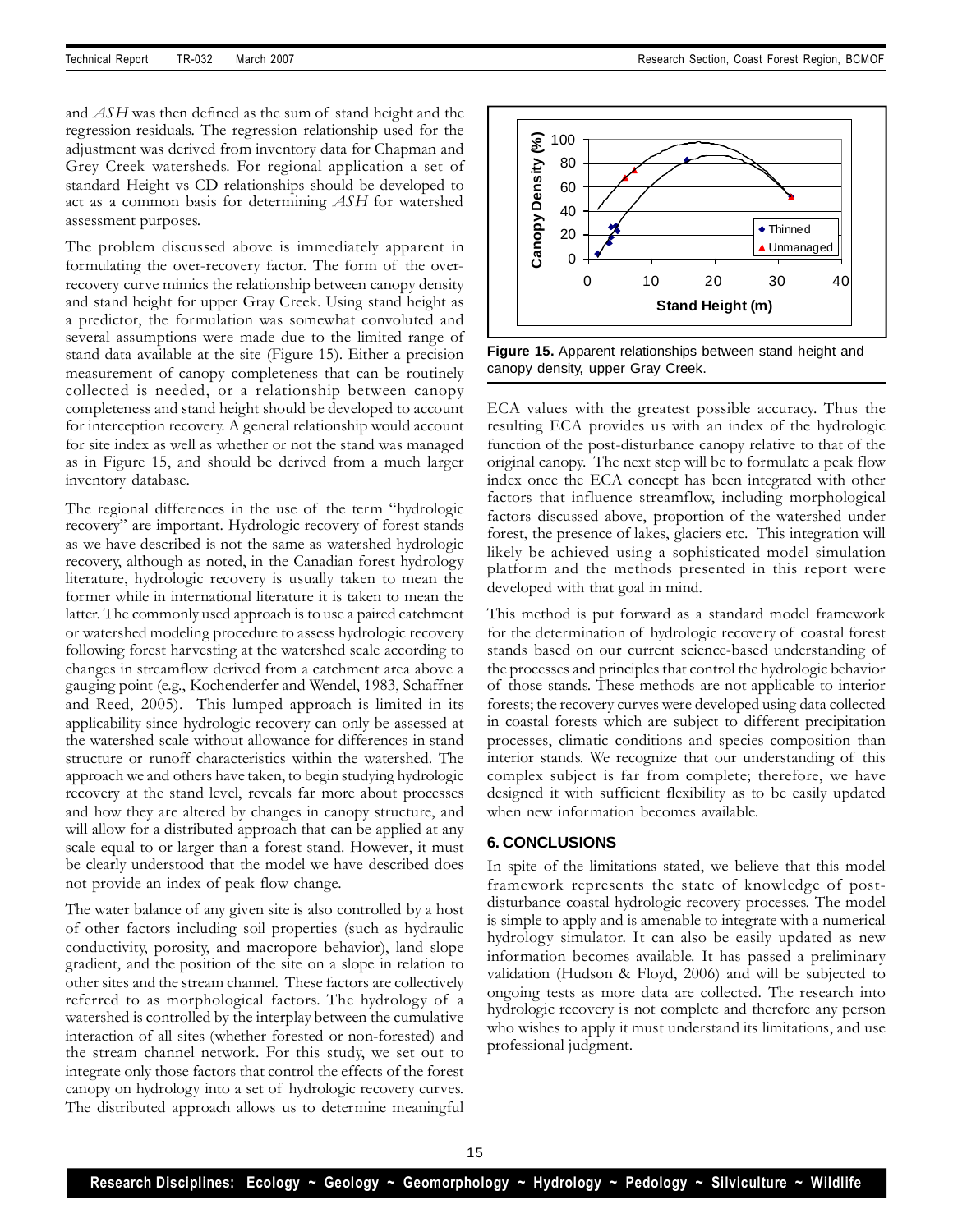and *ASH* was then defined as the sum of stand height and the regression residuals. The regression relationship used for the adjustment was derived from inventory data for Chapman and Grey Creek watersheds. For regional application a set of standard Height vs CD relationships should be developed to act as a common basis for determining *ASH* for watershed assessment purposes.

The problem discussed above is immediately apparent in formulating the over-recovery factor. The form of the over-recovery curve mimics the relationship between canopy density and stand height for upper Gray Creek. Using stand height as a predictor, the formulation was somewhat convoluted and several assumptions were made due to the limited range of stand data available at the site (Figure 15). Either a precision measurement of canopy completeness that can be routinely collected is needed, or a relationship between canopy completeness and stand height should be developed to account for interception recovery. A general relationship would account for site index as well as whether or not the stand was managed as in Figure 15, and should be derived from a much larger inventory database.

The regional differences in the use of the term "hydrologic recovery" are important. Hydrologic recovery of forest stands as we have described is not the same as watershed hydrologic recovery, although as noted, in the Canadian forest hydrology literature, hydrologic recovery is usually taken to mean the former while in international literature it is taken to mean the latter. The commonly used approach is to use a paired catchment or watershed modeling procedure to assess hydrologic recovery following forest harvesting at the watershed scale according to changes in streamflow derived from a catchment area above a gauging point (e.g., Kochenderfer and Wendel, 1983, Schaffner and Reed, 2005). This lumped approach is limited in its applicability since hydrologic recovery can only be assessed at the watershed scale without allowance for differences in stand structure or runoff characteristics within the watershed. The approach we and others have taken, to begin studying hydrologic recovery at the stand level, reveals far more about processes and how they are altered by changes in canopy structure, and will allow for a distributed approach that can be applied at any scale equal to or larger than a forest stand. However, it must be clearly understood that the model we have described does not provide an index of peak flow change.

The water balance of any given site is also controlled by a host of other factors including soil properties (such as hydraulic conductivity, porosity, and macropore behavior), land slope gradient, and the position of the site on a slope in relation to other sites and the stream channel. These factors are collectively referred to as morphological factors. The hydrology of a watershed is controlled by the interplay between the cumulative interaction of all sites (whether forested or non-forested) and the stream channel network. For this study, we set out to integrate only those factors that control the effects of the forest canopy on hydrology into a set of hydrologic recovery curves. The distributed approach allows us to determine meaningful ECA values with the greatest possible accuracy. Thus the resulting ECA provides us with an index of the hydrologic function of the post-disturbance canopy relative to that of the original canopy. The next step will be to formulate a peak flow index once the ECA concept has been integrated with other factors that influence streamflow, including morphological factors discussed above, proportion of the watershed under forest, the presence of lakes, glaciers etc. This integration will likely be achieved using a sophisticated model simulation platform and the methods presented in this report were developed with that goal in mind.

**Figure 15.** Apparent relationships between stand height and canopy density, upper Gray Creek.

This method is put forward as a standard model framework for the determination of hydrologic recovery of coastal forest stands based on our current science-based understanding of the processes and principles that control the hydrologic behavior of those stands. These methods are not applicable to interior forests; the recovery curves were developed using data collected in coastal forests which are subject to different precipitation processes, climatic conditions and species composition than interior stands. We recognize that our understanding of this complex subject is far from complete; therefore, we have designed it with sufficient flexibility as to be easily updated when new information becomes available.

## 6. CONCLUSIONS

In spite of the limitations stated, we believe that this model framework represents the state of knowledge of post-disturbance coastal hydrologic recovery processes. The model is simple to apply and is amenable to integrate with a numerical hydrology simulator. It can also be easily updated as new information becomes available. It has passed a preliminary validation (Hudson & Floyd, 2006) and will be subjected to ongoing tests as more data are collected. The research into hydrologic recovery is not complete and therefore any person who wishes to apply it must understand its limitations, and use professional judgment.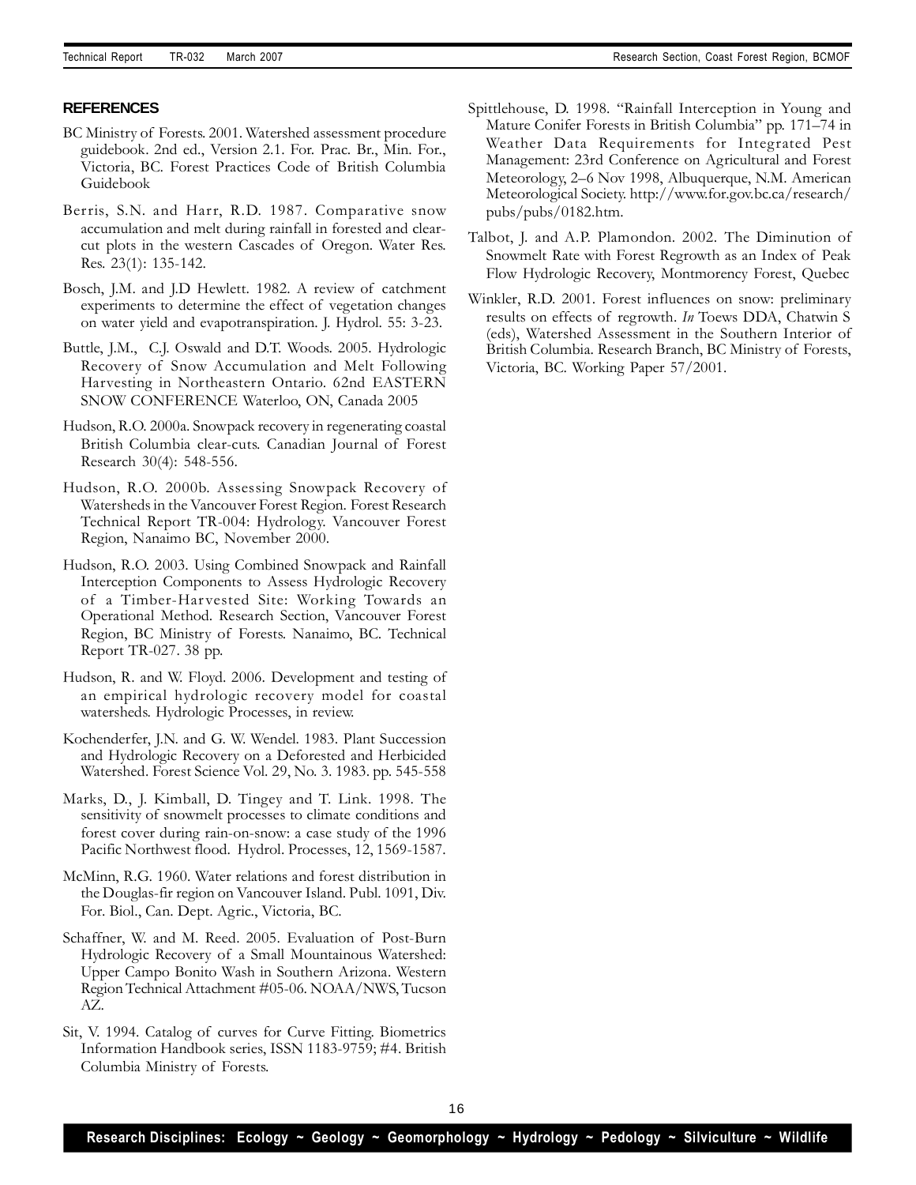## REFERENCES

BC Ministry of Forests. 2001. Watershed assessment procedure guidebook. 2nd ed., Version 2.1. For. Prac. Br., Min. For., Victoria, BC. Forest Practices Code of British Columbia Guidebook

Berris, S.N. and Harr, R.D. 1987. Comparative snow accumulation and melt during rainfall in forested and clear-cut plots in the western Cascades of Oregon. Water Res. Res. 23(1): 135-142.

Bosch, J.M. and J.D Hewlett. 1982. A review of catchment experiments to determine the effect of vegetation changes on water yield and evapotranspiration. J. Hydrol. 55: 3-23.

Buttle, J.M., C.J. Oswald and D.T. Woods. 2005. Hydrologic Recovery of Snow Accumulation and Melt Following Harvesting in Northeastern Ontario. 62nd EASTERN SNOW CONFERENCE Waterloo, ON, Canada 2005

Hudson, R.O. 2000a. Snowpack recovery in regenerating coastal British Columbia clear-cuts. Canadian Journal of Forest Research 30(4): 548-556.

Hudson, R.O. 2000b. Assessing Snowpack Recovery of Watersheds in the Vancouver Forest Region. Forest Research Technical Report TR-004: Hydrology. Vancouver Forest Region, Nanaimo BC, November 2000.

Hudson, R.O. 2003. Using Combined Snowpack and Rainfall Interception Components to Assess Hydrologic Recovery of a Timber-Harvested Site: Working Towards an Operational Method. Research Section, Vancouver Forest Region, BC Ministry of Forests. Nanaimo, BC. Technical Report TR-027. 38 pp.

Hudson, R. and W. Floyd. 2006. Development and testing of an empirical hydrologic recovery model for coastal watersheds. Hydrologic Processes, in review.

Kochenderfer, J.N. and G. W. Wendel. 1983. Plant Succession and Hydrologic Recovery on a Deforested and Herbicided Watershed. Forest Science Vol. 29, No. 3. 1983. pp. 545-558

Marks, D., J. Kimball, D. Tingey and T. Link. 1998. The sensitivity of snowmelt processes to climate conditions and forest cover during rain-on-snow: a case study of the 1996 Pacific Northwest flood. Hydrol. Processes, 12, 1569-1587.

McMinn, R.G. 1960. Water relations and forest distribution in the Douglas-fir region on Vancouver Island. Publ. 1091, Div. For. Biol., Can. Dept. Agric., Victoria, BC.

Schaffner, W. and M. Reed. 2005. Evaluation of Post-Burn Hydrologic Recovery of a Small Mountainous Watershed: Upper Campo Bonito Wash in Southern Arizona. Western Region Technical Attachment #05-06. NOAA/NWS, Tucson AZ.

Sit, V. 1994. Catalog of curves for Curve Fitting. Biometrics Information Handbook series, ISSN 1183-9759; #4. British Columbia Ministry of Forests.

Spittlehouse, D. 1998. "Rainfall Interception in Young and Mature Conifer Forests in British Columbia" pp. 171–74 in Weather Data Requirements for Integrated Pest Management: 23rd Conference on Agricultural and Forest Meteorology, 2–6 Nov 1998, Albuquerque, N.M. American Meteorological Society. http://www.for.gov.bc.ca/research/pubs/pubs/0182.htm.

Talbot, J. and A.P. Plamondon. 2002. The Diminution of Snowmelt Rate with Forest Regrowth as an Index of Peak Flow Hydrologic Recovery, Montmorency Forest, Quebec

Winkler, R.D. 2001. Forest influences on snow: preliminary results on effects of regrowth. *In* Toews DDA, Chatwin S (eds), Watershed Assessment in the Southern Interior of British Columbia. Research Branch, BC Ministry of Forests, Victoria, BC. Working Paper 57/2001.